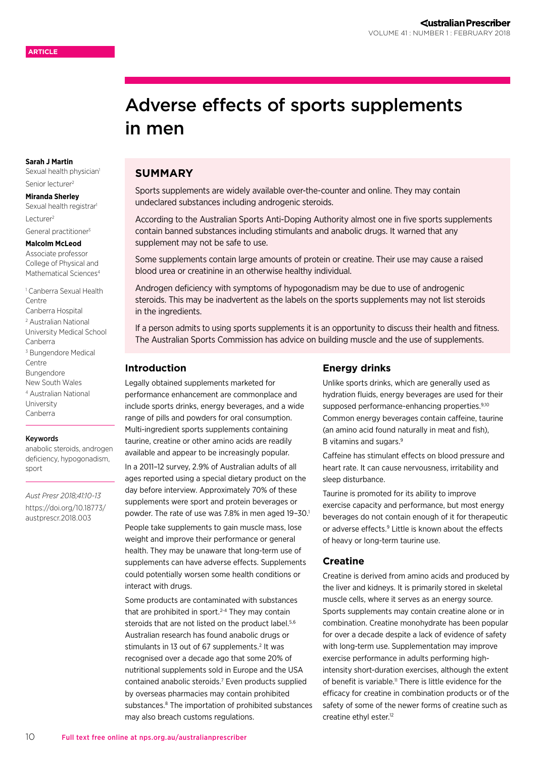ARTICLE

# Adverse effects of sports supplements in men

**Sarah J Martin**
Sexual health physician[1]
Senior lecturer[2]

**Miranda Sherley**
Sexual health registrar[1]
Lecturer[2]
General practitioner[3]

**Malcolm McLeod**
Associate professor
College of Physical and Mathematical Sciences[4]

[1] Canberra Sexual Health Centre
Canberra Hospital
[2] Australian National University Medical School
Canberra
[3] Bungendore Medical Centre
Bungendore
New South Wales
[4] Australian National University
Canberra

**Keywords**
anabolic steroids, androgen deficiency, hypogonadism, sport

*Aust Presr 2018;41:10-13*
https://doi.org/10.18773/austprescr.2018.003

## SUMMARY

Sports supplements are widely available over-the-counter and online. They may contain undeclared substances including androgenic steroids.

According to the Australian Sports Anti-Doping Authority almost one in five sports supplements contain banned substances including stimulants and anabolic drugs. It warned that any supplement may not be safe to use.

Some supplements contain large amounts of protein or creatine. Their use may cause a raised blood urea or creatinine in an otherwise healthy individual.

Androgen deficiency with symptoms of hypogonadism may be due to use of androgenic steroids. This may be inadvertent as the labels on the sports supplements may not list steroids in the ingredients.

If a person admits to using sports supplements it is an opportunity to discuss their health and fitness. The Australian Sports Commission has advice on building muscle and the use of supplements.

## Introduction

Legally obtained supplements marketed for performance enhancement are commonplace and include sports drinks, energy beverages, and a wide range of pills and powders for oral consumption. Multi-ingredient sports supplements containing taurine, creatine or other amino acids are readily available and appear to be increasingly popular.

In a 2011–12 survey, 2.9% of Australian adults of all ages reported using a special dietary product on the day before interview. Approximately 70% of these supplements were sport and protein beverages or powder. The rate of use was 7.8% in men aged 19–30.[1]

People take supplements to gain muscle mass, lose weight and improve their performance or general health. They may be unaware that long-term use of supplements can have adverse effects. Supplements could potentially worsen some health conditions or interact with drugs.

Some products are contaminated with substances that are prohibited in sport.[2-4] They may contain steroids that are not listed on the product label.[5,6] Australian research has found anabolic drugs or stimulants in 13 out of 67 supplements.[2] It was recognised over a decade ago that some 20% of nutritional supplements sold in Europe and the USA contained anabolic steroids.[7] Even products supplied by overseas pharmacies may contain prohibited substances.[8] The importation of prohibited substances may also breach customs regulations.

## Energy drinks

Unlike sports drinks, which are generally used as hydration fluids, energy beverages are used for their supposed performance-enhancing properties.[9,10] Common energy beverages contain caffeine, taurine (an amino acid found naturally in meat and fish), B vitamins and sugars.[9]

Caffeine has stimulant effects on blood pressure and heart rate. It can cause nervousness, irritability and sleep disturbance.

Taurine is promoted for its ability to improve exercise capacity and performance, but most energy beverages do not contain enough of it for therapeutic or adverse effects.[9] Little is known about the effects of heavy or long-term taurine use.

## Creatine

Creatine is derived from amino acids and produced by the liver and kidneys. It is primarily stored in skeletal muscle cells, where it serves as an energy source. Sports supplements may contain creatine alone or in combination. Creatine monohydrate has been popular for over a decade despite a lack of evidence of safety with long-term use. Supplementation may improve exercise performance in adults performing high-intensity short-duration exercises, although the extent of benefit is variable.[11] There is little evidence for the efficacy for creatine in combination products or of the safety of some of the newer forms of creatine such as creatine ethyl ester.[12]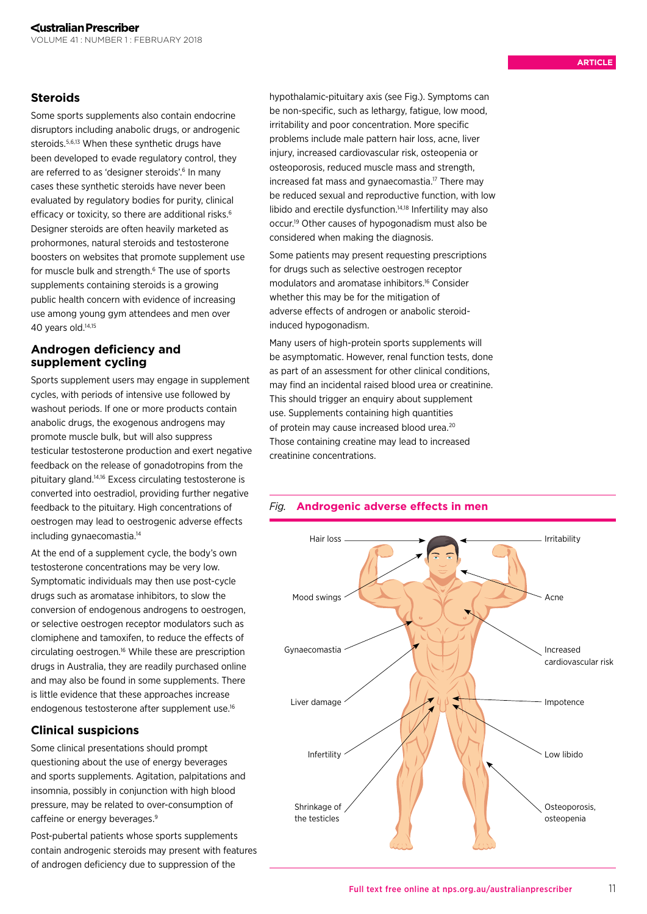## Steroids

Some sports supplements also contain endocrine disruptors including anabolic drugs, or androgenic steroids.[5,6,13] When these synthetic drugs have been developed to evade regulatory control, they are referred to as 'designer steroids'.[6] In many cases these synthetic steroids have never been evaluated by regulatory bodies for purity, clinical efficacy or toxicity, so there are additional risks.[6] Designer steroids are often heavily marketed as prohormones, natural steroids and testosterone boosters on websites that promote supplement use for muscle bulk and strength.[6] The use of sports supplements containing steroids is a growing public health concern with evidence of increasing use among young gym attendees and men over 40 years old.[14,15]

## Androgen deficiency and supplement cycling

Sports supplement users may engage in supplement cycles, with periods of intensive use followed by washout periods. If one or more products contain anabolic drugs, the exogenous androgens may promote muscle bulk, but will also suppress testicular testosterone production and exert negative feedback on the release of gonadotropins from the pituitary gland.[14,16] Excess circulating testosterone is converted into oestradiol, providing further negative feedback to the pituitary. High concentrations of oestrogen may lead to oestrogenic adverse effects including gynaecomastia.[14]

At the end of a supplement cycle, the body's own testosterone concentrations may be very low. Symptomatic individuals may then use post-cycle drugs such as aromatase inhibitors, to slow the conversion of endogenous androgens to oestrogen, or selective oestrogen receptor modulators such as clomiphene and tamoxifen, to reduce the effects of circulating oestrogen.[16] While these are prescription drugs in Australia, they are readily purchased online and may also be found in some supplements. There is little evidence that these approaches increase endogenous testosterone after supplement use.[16]

## Clinical suspicions

Some clinical presentations should prompt questioning about the use of energy beverages and sports supplements. Agitation, palpitations and insomnia, possibly in conjunction with high blood pressure, may be related to over-consumption of caffeine or energy beverages.[9]

Post-pubertal patients whose sports supplements contain androgenic steroids may present with features of androgen deficiency due to suppression of the hypothalamic-pituitary axis (see Fig.). Symptoms can be non-specific, such as lethargy, fatigue, low mood, irritability and poor concentration. More specific problems include male pattern hair loss, acne, liver injury, increased cardiovascular risk, osteopenia or osteoporosis, reduced muscle mass and strength, increased fat mass and gynaecomastia.[17] There may be reduced sexual and reproductive function, with low libido and erectile dysfunction.[14,18] Infertility may also occur.[19] Other causes of hypogonadism must also be considered when making the diagnosis.

Some patients may present requesting prescriptions for drugs such as selective oestrogen receptor modulators and aromatase inhibitors.[16] Consider whether this may be for the mitigation of adverse effects of androgen or anabolic steroid-induced hypogonadism.

Many users of high-protein sports supplements will be asymptomatic. However, renal function tests, done as part of an assessment for other clinical conditions, may find an incidental raised blood urea or creatinine. This should trigger an enquiry about supplement use. Supplements containing high quantities of protein may cause increased blood urea.[20] Those containing creatine may lead to increased creatinine concentrations.

*Fig.* **Androgenic adverse effects in men**

Hair loss · Mood swings · Gynaecomastia · Liver damage · Infertility · Shrinkage of the testicles · Irritability · Acne · Increased cardiovascular risk · Impotence · Low libido · Osteoporosis, osteopenia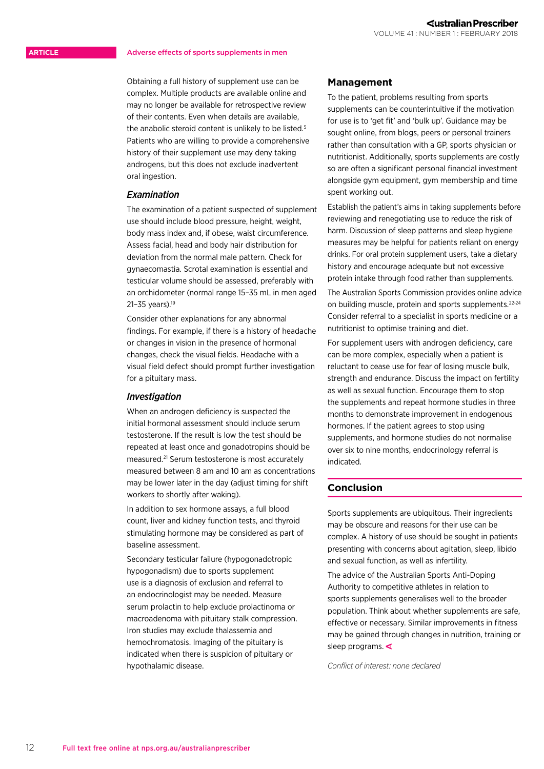Obtaining a full history of supplement use can be complex. Multiple products are available online and may no longer be available for retrospective review of their contents. Even when details are available, the anabolic steroid content is unlikely to be listed.[5] Patients who are willing to provide a comprehensive history of their supplement use may deny taking androgens, but this does not exclude inadvertent oral ingestion.

### *Examination*

The examination of a patient suspected of supplement use should include blood pressure, height, weight, body mass index and, if obese, waist circumference. Assess facial, head and body hair distribution for deviation from the normal male pattern. Check for gynaecomastia. Scrotal examination is essential and testicular volume should be assessed, preferably with an orchidometer (normal range 15–35 mL in men aged 21–35 years).[19]

Consider other explanations for any abnormal findings. For example, if there is a history of headache or changes in vision in the presence of hormonal changes, check the visual fields. Headache with a visual field defect should prompt further investigation for a pituitary mass.

### *Investigation*

When an androgen deficiency is suspected the initial hormonal assessment should include serum testosterone. If the result is low the test should be repeated at least once and gonadotropins should be measured.[21] Serum testosterone is most accurately measured between 8 am and 10 am as concentrations may be lower later in the day (adjust timing for shift workers to shortly after waking).

In addition to sex hormone assays, a full blood count, liver and kidney function tests, and thyroid stimulating hormone may be considered as part of baseline assessment.

Secondary testicular failure (hypogonadotropic hypogonadism) due to sports supplement use is a diagnosis of exclusion and referral to an endocrinologist may be needed. Measure serum prolactin to help exclude prolactinoma or macroadenoma with pituitary stalk compression. Iron studies may exclude thalassemia and hemochromatosis. Imaging of the pituitary is indicated when there is suspicion of pituitary or hypothalamic disease.

## Management

To the patient, problems resulting from sports supplements can be counterintuitive if the motivation for use is to 'get fit' and 'bulk up'. Guidance may be sought online, from blogs, peers or personal trainers rather than consultation with a GP, sports physician or nutritionist. Additionally, sports supplements are costly so are often a significant personal financial investment alongside gym equipment, gym membership and time spent working out.

Establish the patient's aims in taking supplements before reviewing and renegotiating use to reduce the risk of harm. Discussion of sleep patterns and sleep hygiene measures may be helpful for patients reliant on energy drinks. For oral protein supplement users, take a dietary history and encourage adequate but not excessive protein intake through food rather than supplements.

The Australian Sports Commission provides online advice on building muscle, protein and sports supplements.[22-24] Consider referral to a specialist in sports medicine or a nutritionist to optimise training and diet.

For supplement users with androgen deficiency, care can be more complex, especially when a patient is reluctant to cease use for fear of losing muscle bulk, strength and endurance. Discuss the impact on fertility as well as sexual function. Encourage them to stop the supplements and repeat hormone studies in three months to demonstrate improvement in endogenous hormones. If the patient agrees to stop using supplements, and hormone studies do not normalise over six to nine months, endocrinology referral is indicated.

## Conclusion

Sports supplements are ubiquitous. Their ingredients may be obscure and reasons for their use can be complex. A history of use should be sought in patients presenting with concerns about agitation, sleep, libido and sexual function, as well as infertility.

The advice of the Australian Sports Anti-Doping Authority to competitive athletes in relation to sports supplements generalises well to the broader population. Think about whether supplements are safe, effective or necessary. Similar improvements in fitness may be gained through changes in nutrition, training or sleep programs.

*Conflict of interest: none declared*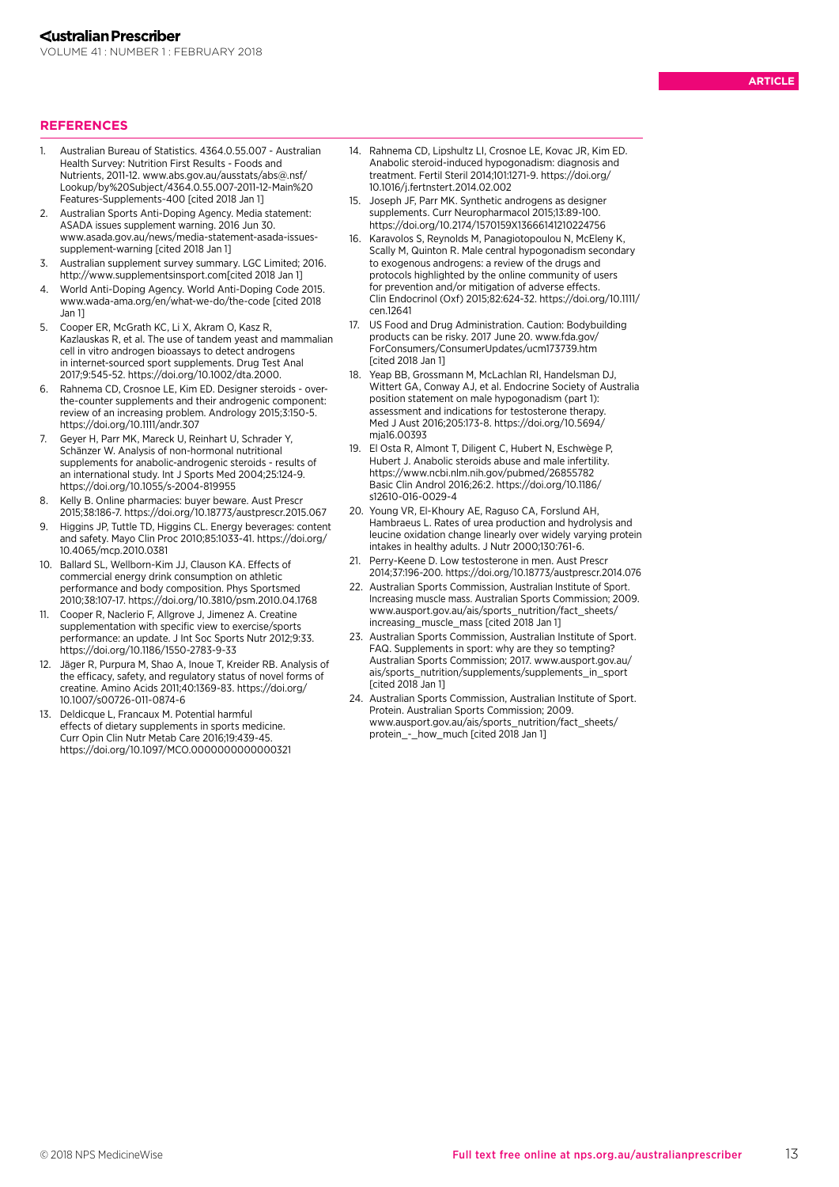## REFERENCES

1. Australian Bureau of Statistics. 4364.0.55.007 - Australian Health Survey: Nutrition First Results - Foods and Nutrients, 2011-12. www.abs.gov.au/ausstats/abs@.nsf/Lookup/by%20Subject/4364.0.55.007-2011-12-Main%20Features-Supplements-400 [cited 2018 Jan 1]
2. Australian Sports Anti-Doping Agency. Media statement: ASADA issues supplement warning. 2016 Jun 30. www.asada.gov.au/news/media-statement-asada-issues-supplement-warning [cited 2018 Jan 1]
3. Australian supplement survey summary. LGC Limited; 2016. http://www.supplementsinsport.com[cited 2018 Jan 1]
4. World Anti-Doping Agency. World Anti-Doping Code 2015. www.wada-ama.org/en/what-we-do/the-code [cited 2018 Jan 1]
5. Cooper ER, McGrath KC, Li X, Akram O, Kasz R, Kazlauskas R, et al. The use of tandem yeast and mammalian cell in vitro androgen bioassays to detect androgens in internet-sourced sport supplements. Drug Test Anal 2017;9:545-52. https://doi.org/10.1002/dta.2000.
6. Rahnema CD, Crosnoe LE, Kim ED. Designer steroids - over-the-counter supplements and their androgenic component: review of an increasing problem. Andrology 2015;3:150-5. https://doi.org/10.1111/andr.307
7. Geyer H, Parr MK, Mareck U, Reinhart U, Schrader Y, Schänzer W. Analysis of non-hormonal nutritional supplements for anabolic-androgenic steroids - results of an international study. Int J Sports Med 2004;25:124-9. https://doi.org/10.1055/s-2004-819955
8. Kelly B. Online pharmacies: buyer beware. Aust Prescr 2015;38:186-7. https://doi.org/10.18773/austprescr.2015.067
9. Higgins JP, Tuttle TD, Higgins CL. Energy beverages: content and safety. Mayo Clin Proc 2010;85:1033-41. https://doi.org/10.4065/mcp.2010.0381
10. Ballard SL, Wellborn-Kim JJ, Clauson KA. Effects of commercial energy drink consumption on athletic performance and body composition. Phys Sportsmed 2010;38:107-17. https://doi.org/10.3810/psm.2010.04.1768
11. Cooper R, Naclerio F, Allgrove J, Jimenez A. Creatine supplementation with specific view to exercise/sports performance: an update. J Int Soc Sports Nutr 2012;9:33. https://doi.org/10.1186/1550-2783-9-33
12. Jäger R, Purpura M, Shao A, Inoue T, Kreider RB. Analysis of the efficacy, safety, and regulatory status of novel forms of creatine. Amino Acids 2011;40:1369-83. https://doi.org/10.1007/s00726-011-0874-6
13. Deldicque L, Francaux M. Potential harmful effects of dietary supplements in sports medicine. Curr Opin Clin Nutr Metab Care 2016;19:439-45. https://doi.org/10.1097/MCO.0000000000000321
14. Rahnema CD, Lipshultz LI, Crosnoe LE, Kovac JR, Kim ED. Anabolic steroid-induced hypogonadism: diagnosis and treatment. Fertil Steril 2014;101:1271-9. https://doi.org/10.1016/j.fertnstert.2014.02.002
15. Joseph JF, Parr MK. Synthetic androgens as designer supplements. Curr Neuropharmacol 2015;13:89-100. https://doi.org/10.2174/1570159X13666141210224756
16. Karavolos S, Reynolds M, Panagiotopoulou N, McEleny K, Scally M, Quinton R. Male central hypogonadism secondary to exogenous androgens: a review of the drugs and protocols highlighted by the online community of users for prevention and/or mitigation of adverse effects. Clin Endocrinol (Oxf) 2015;82:624-32. https://doi.org/10.1111/cen.12641
17. US Food and Drug Administration. Caution: Bodybuilding products can be risky. 2017 June 20. www.fda.gov/ForConsumers/ConsumerUpdates/ucm173739.htm [cited 2018 Jan 1]
18. Yeap BB, Grossmann M, McLachlan RI, Handelsman DJ, Wittert GA, Conway AJ, et al. Endocrine Society of Australia position statement on male hypogonadism (part 1): assessment and indications for testosterone therapy. Med J Aust 2016;205:173-8. https://doi.org/10.5694/mja16.00393
19. El Osta R, Almont T, Diligent C, Hubert N, Eschwège P, Hubert J. Anabolic steroids abuse and male infertility. https://www.ncbi.nlm.nih.gov/pubmed/26855782 Basic Clin Androl 2016;26:2. https://doi.org/10.1186/s12610-016-0029-4
20. Young VR, El-Khoury AE, Raguso CA, Forslund AH, Hambraeus L. Rates of urea production and hydrolysis and leucine oxidation change linearly over widely varying protein intakes in healthy adults. J Nutr 2000;130:761-6.
21. Perry-Keene D. Low testosterone in men. Aust Prescr 2014;37:196-200. https://doi.org/10.18773/austprescr.2014.076
22. Australian Sports Commission, Australian Institute of Sport. Increasing muscle mass. Australian Sports Commission; 2009. www.ausport.gov.au/ais/sports_nutrition/fact_sheets/increasing_muscle_mass [cited 2018 Jan 1]
23. Australian Sports Commission, Australian Institute of Sport. FAQ. Supplements in sport: why are they so tempting? Australian Sports Commission; 2017. www.ausport.gov.au/ais/sports_nutrition/supplements/supplements_in_sport [cited 2018 Jan 1]
24. Australian Sports Commission, Australian Institute of Sport. Protein. Australian Sports Commission; 2009. www.ausport.gov.au/ais/sports_nutrition/fact_sheets/protein_-_how_much [cited 2018 Jan 1]